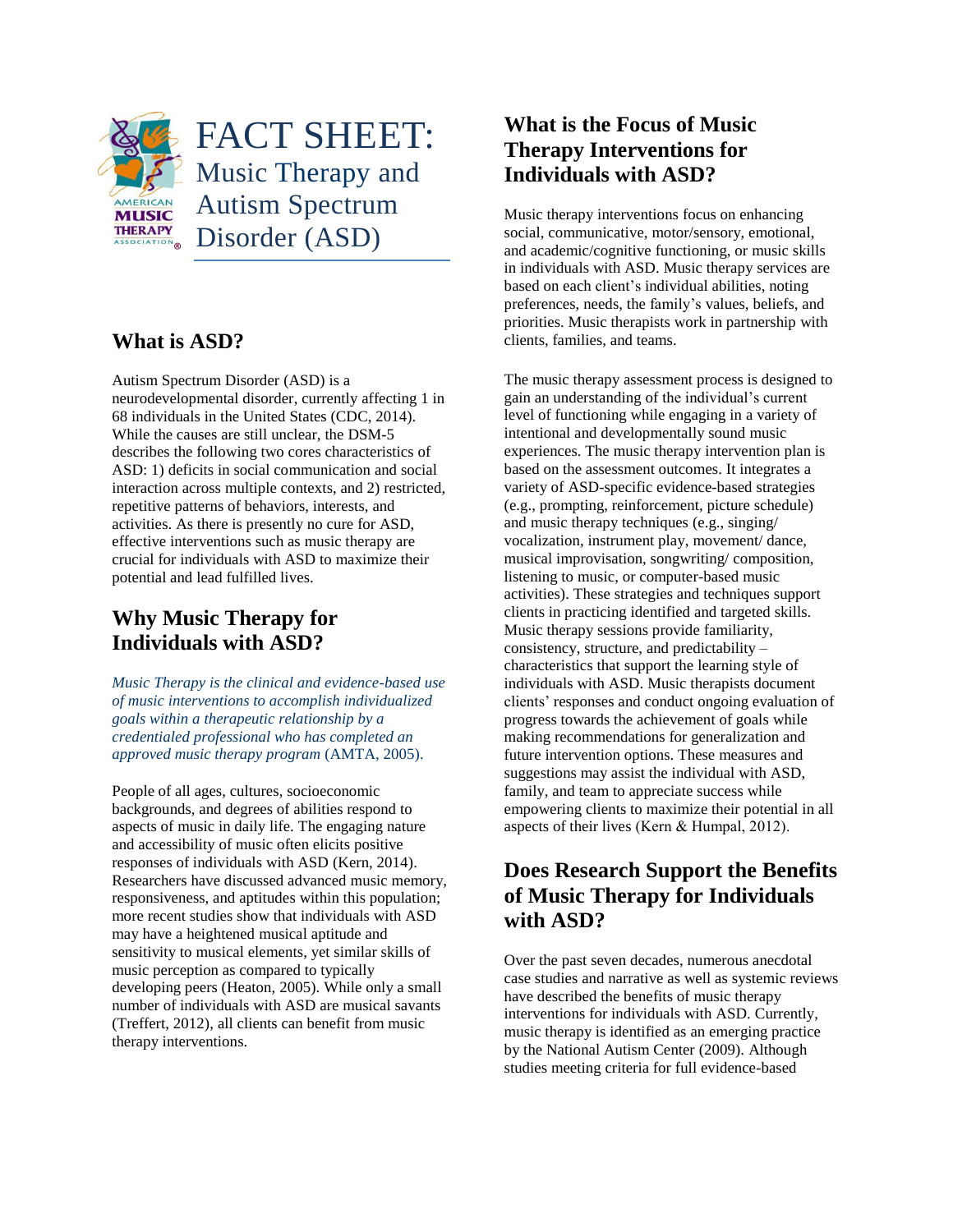# FACT SHEET: Music Therapy and Autism Spectrum Disorder (ASD)

## What is ASD?

Autism Spectrum Disorder (ASD) is a neurodevelopmental disorder, currently affecting 1 in 68 individuals in the United States (CDC, 2014). While the causes are still unclear, the DSM-5 describes the following two cores characteristics of ASD: 1) deficits in social communication and social interaction across multiple contexts, and 2) restricted, repetitive patterns of behaviors, interests, and activities. As there is presently no cure for ASD, effective interventions such as music therapy are crucial for individuals with ASD to maximize their potential and lead fulfilled lives.

## Why Music Therapy for Individuals with ASD?

*Music Therapy is the clinical and evidence-based use of music interventions to accomplish individualized goals within a therapeutic relationship by a credentialed professional who has completed an approved music therapy program* (AMTA, 2005).

People of all ages, cultures, socioeconomic backgrounds, and degrees of abilities respond to aspects of music in daily life. The engaging nature and accessibility of music often elicits positive responses of individuals with ASD (Kern, 2014). Researchers have discussed advanced music memory, responsiveness, and aptitudes within this population; more recent studies show that individuals with ASD may have a heightened musical aptitude and sensitivity to musical elements, yet similar skills of music perception as compared to typically developing peers (Heaton, 2005). While only a small number of individuals with ASD are musical savants (Treffert, 2012), all clients can benefit from music therapy interventions.

## What is the Focus of Music Therapy Interventions for Individuals with ASD?

Music therapy interventions focus on enhancing social, communicative, motor/sensory, emotional, and academic/cognitive functioning, or music skills in individuals with ASD. Music therapy services are based on each client's individual abilities, noting preferences, needs, the family's values, beliefs, and priorities. Music therapists work in partnership with clients, families, and teams.

The music therapy assessment process is designed to gain an understanding of the individual's current level of functioning while engaging in a variety of intentional and developmentally sound music experiences. The music therapy intervention plan is based on the assessment outcomes. It integrates a variety of ASD-specific evidence-based strategies (e.g., prompting, reinforcement, picture schedule) and music therapy techniques (e.g., singing/ vocalization, instrument play, movement/ dance, musical improvisation, songwriting/ composition, listening to music, or computer-based music activities). These strategies and techniques support clients in practicing identified and targeted skills. Music therapy sessions provide familiarity, consistency, structure, and predictability – characteristics that support the learning style of individuals with ASD. Music therapists document clients' responses and conduct ongoing evaluation of progress towards the achievement of goals while making recommendations for generalization and future intervention options. These measures and suggestions may assist the individual with ASD, family, and team to appreciate success while empowering clients to maximize their potential in all aspects of their lives (Kern & Humpal, 2012).

## Does Research Support the Benefits of Music Therapy for Individuals with ASD?

Over the past seven decades, numerous anecdotal case studies and narrative as well as systemic reviews have described the benefits of music therapy interventions for individuals with ASD. Currently, music therapy is identified as an emerging practice by the National Autism Center (2009). Although studies meeting criteria for full evidence-based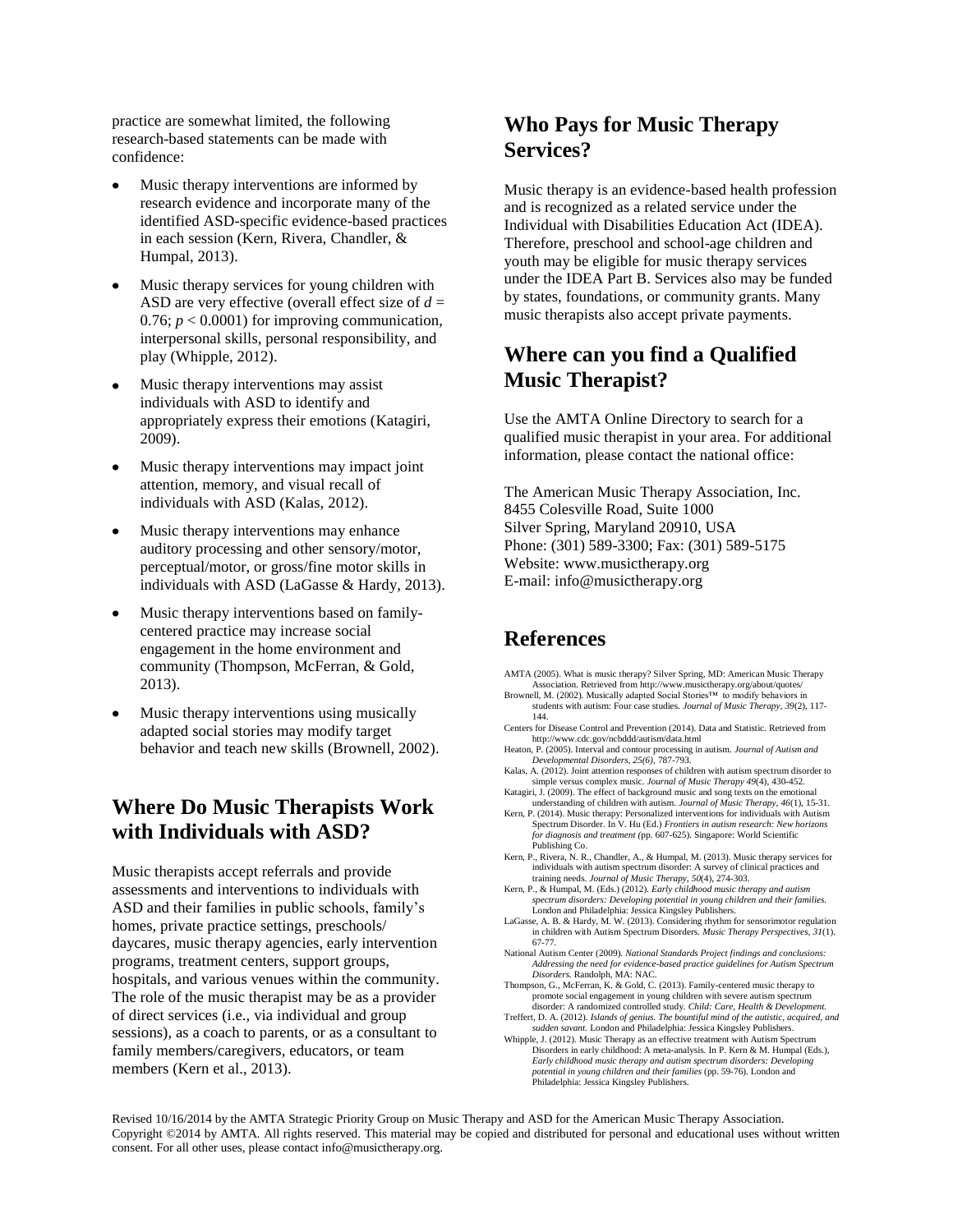practice are somewhat limited, the following research-based statements can be made with confidence:

- Music therapy interventions are informed by research evidence and incorporate many of the identified ASD-specific evidence-based practices in each session (Kern, Rivera, Chandler, & Humpal, 2013).
- Music therapy services for young children with ASD are very effective (overall effect size of $d$ = 0.76; $p < 0.0001$) for improving communication, interpersonal skills, personal responsibility, and play (Whipple, 2012).
- Music therapy interventions may assist individuals with ASD to identify and appropriately express their emotions (Katagiri, 2009).
- Music therapy interventions may impact joint attention, memory, and visual recall of individuals with ASD (Kalas, 2012).
- Music therapy interventions may enhance auditory processing and other sensory/motor, perceptual/motor, or gross/fine motor skills in individuals with ASD (LaGasse & Hardy, 2013).
- Music therapy interventions based on family-centered practice may increase social engagement in the home environment and community (Thompson, McFerran, & Gold, 2013).
- Music therapy interventions using musically adapted social stories may modify target behavior and teach new skills (Brownell, 2002).

## Where Do Music Therapists Work with Individuals with ASD?

Music therapists accept referrals and provide assessments and interventions to individuals with ASD and their families in public schools, family's homes, private practice settings, preschools/daycares, music therapy agencies, early intervention programs, treatment centers, support groups, hospitals, and various venues within the community. The role of the music therapist may be as a provider of direct services (i.e., via individual and group sessions), as a coach to parents, or as a consultant to family members/caregivers, educators, or team members (Kern et al., 2013).

## Who Pays for Music Therapy Services?

Music therapy is an evidence-based health profession and is recognized as a related service under the Individual with Disabilities Education Act (IDEA). Therefore, preschool and school-age children and youth may be eligible for music therapy services under the IDEA Part B. Services also may be funded by states, foundations, or community grants. Many music therapists also accept private payments.

## Where can you find a Qualified Music Therapist?

Use the AMTA Online Directory to search for a qualified music therapist in your area. For additional information, please contact the national office:

The American Music Therapy Association, Inc.
8455 Colesville Road, Suite 1000
Silver Spring, Maryland 20910, USA
Phone: (301) 589-3300; Fax: (301) 589-5175
Website: www.musictherapy.org
E-mail: info@musictherapy.org

## References

AMTA (2005). What is music therapy? Silver Spring, MD: American Music Therapy Association. Retrieved from http://www.musictherapy.org/about/quotes/

Brownell, M. (2002). Musically adapted Social Stories™ to modify behaviors in students with autism: Four case studies. *Journal of Music Therapy, 39*(2), 117-144.

Centers for Disease Control and Prevention (2014). Data and Statistic. Retrieved from http://www.cdc.gov/ncbddd/autism/data.html

Heaton, P. (2005). Interval and contour processing in autism. *Journal of Autism and Developmental Disorders, 25(6),* 787-793.

Kalas, A. (2012). Joint attention responses of children with autism spectrum disorder to simple versus complex music. *Journal of Music Therapy 49*(4), 430-452.

Katagiri, J. (2009). The effect of background music and song texts on the emotional understanding of children with autism. *Journal of Music Therapy, 46*(1), 15-31.

Kern, P. (2014). Music therapy: Personalized interventions for individuals with Autism Spectrum Disorder. In V. Hu (Ed.) *Frontiers in autism research: New horizons for diagnosis and treatment (*pp. 607-625). Singapore: World Scientific Publishing Co.

Kern, P., Rivera, N. R., Chandler, A., & Humpal, M. (2013). Music therapy services for individuals with autism spectrum disorder: A survey of clinical practices and training needs. *Journal of Music Therapy, 50*(4), 274-303.

Kern, P., & Humpal, M. (Eds.) (2012). *Early childhood music therapy and autism spectrum disorders: Developing potential in young children and their families.* London and Philadelphia: Jessica Kingsley Publishers.

LaGasse, A. B. & Hardy, M. W. (2013). Considering rhythm for sensorimotor regulation in children with Autism Spectrum Disorders. *Music Therapy Perspectives, 31*(1). 67-77.

National Autism Center (2009). *National Standards Project findings and conclusions: Addressing the need for evidence-based practice guidelines for Autism Spectrum Disorders.* Randolph, MA: NAC.

Thompson, G., McFerran, K. & Gold, C. (2013). Family-centered music therapy to promote social engagement in young children with severe autism spectrum disorder: A randomized controlled study. *Child: Care, Health & Development.*

Treffert, D. A. (2012). *Islands of genius. The bountiful mind of the autistic, acquired, and sudden savant.* London and Philadelphia: Jessica Kingsley Publishers.

Whipple, J. (2012). Music Therapy as an effective treatment with Autism Spectrum Disorders in early childhood: A meta-analysis. In P. Kern & M. Humpal (Eds.), *Early childhood music therapy and autism spectrum disorders: Developing potential in young children and their families* (pp. 59-76). London and Philadelphia: Jessica Kingsley Publishers.

Revised 10/16/2014 by the AMTA Strategic Priority Group on Music Therapy and ASD for the American Music Therapy Association. Copyright ©2014 by AMTA. All rights reserved. This material may be copied and distributed for personal and educational uses without written consent. For all other uses, please contact info@musictherapy.org.